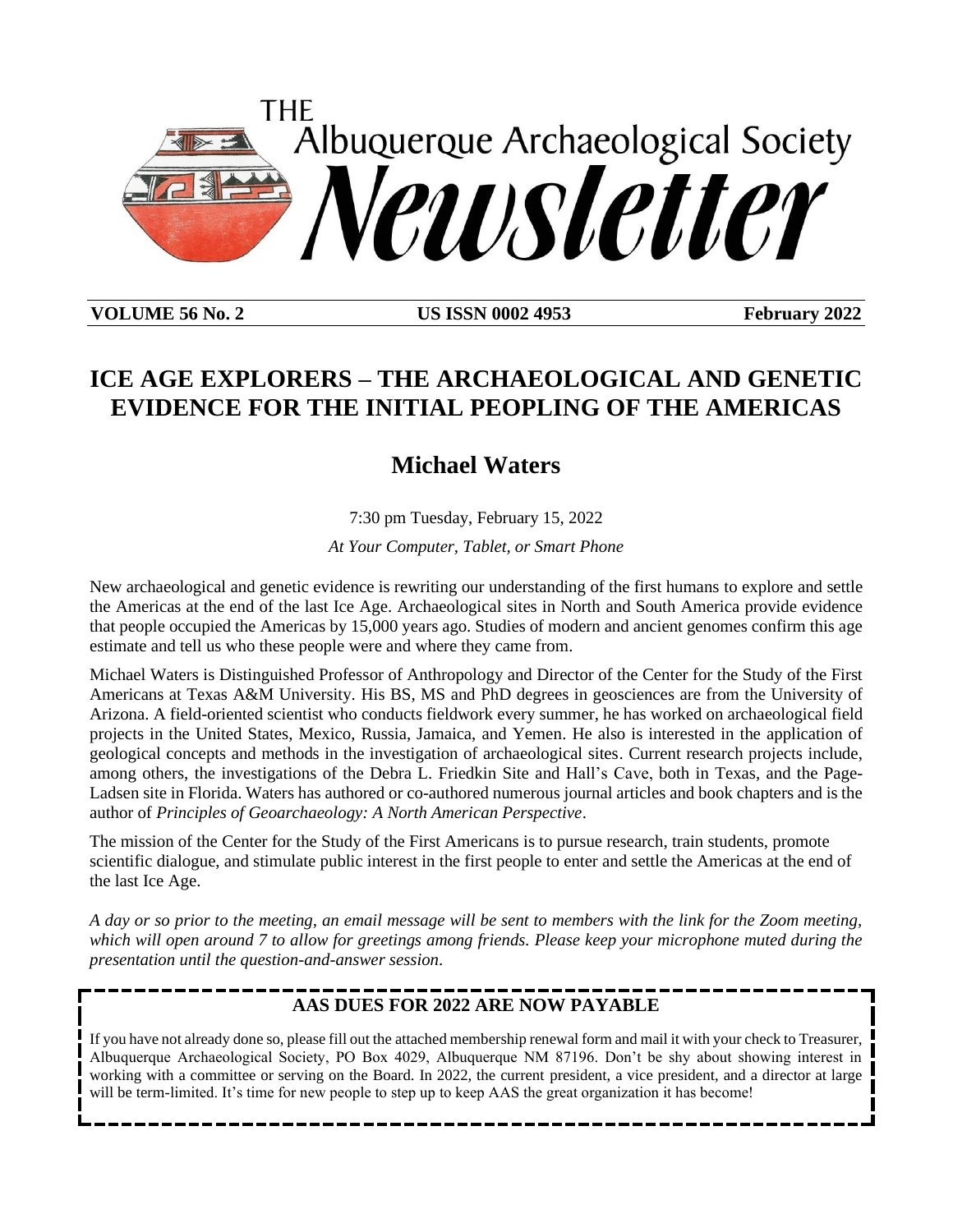# THE Albuquerque Archaeological Society Newsletter

**VOLUME 56 No. 2** | **US ISSN 0002 4953** | **February 2022**

## ICE AGE EXPLORERS – THE ARCHAEOLOGICAL AND GENETIC EVIDENCE FOR THE INITIAL PEOPLING OF THE AMERICAS

### Michael Waters

7:30 pm Tuesday, February 15, 2022

*At Your Computer, Tablet, or Smart Phone*

New archaeological and genetic evidence is rewriting our understanding of the first humans to explore and settle the Americas at the end of the last Ice Age. Archaeological sites in North and South America provide evidence that people occupied the Americas by 15,000 years ago. Studies of modern and ancient genomes confirm this age estimate and tell us who these people were and where they came from.

Michael Waters is Distinguished Professor of Anthropology and Director of the Center for the Study of the First Americans at Texas A&M University. His BS, MS and PhD degrees in geosciences are from the University of Arizona. A field-oriented scientist who conducts fieldwork every summer, he has worked on archaeological field projects in the United States, Mexico, Russia, Jamaica, and Yemen. He also is interested in the application of geological concepts and methods in the investigation of archaeological sites. Current research projects include, among others, the investigations of the Debra L. Friedkin Site and Hall's Cave, both in Texas, and the Page-Ladsen site in Florida. Waters has authored or co-authored numerous journal articles and book chapters and is the author of *Principles of Geoarchaeology: A North American Perspective*.

The mission of the Center for the Study of the First Americans is to pursue research, train students, promote scientific dialogue, and stimulate public interest in the first people to enter and settle the Americas at the end of the last Ice Age.

*A day or so prior to the meeting, an email message will be sent to members with the link for the Zoom meeting, which will open around 7 to allow for greetings among friends. Please keep your microphone muted during the presentation until the question-and-answer session.*

---

**AAS DUES FOR 2022 ARE NOW PAYABLE**

If you have not already done so, please fill out the attached membership renewal form and mail it with your check to Treasurer, Albuquerque Archaeological Society, PO Box 4029, Albuquerque NM 87196. Don't be shy about showing interest in working with a committee or serving on the Board. In 2022, the current president, a vice president, and a director at large will be term-limited. It's time for new people to step up to keep AAS the great organization it has become!

---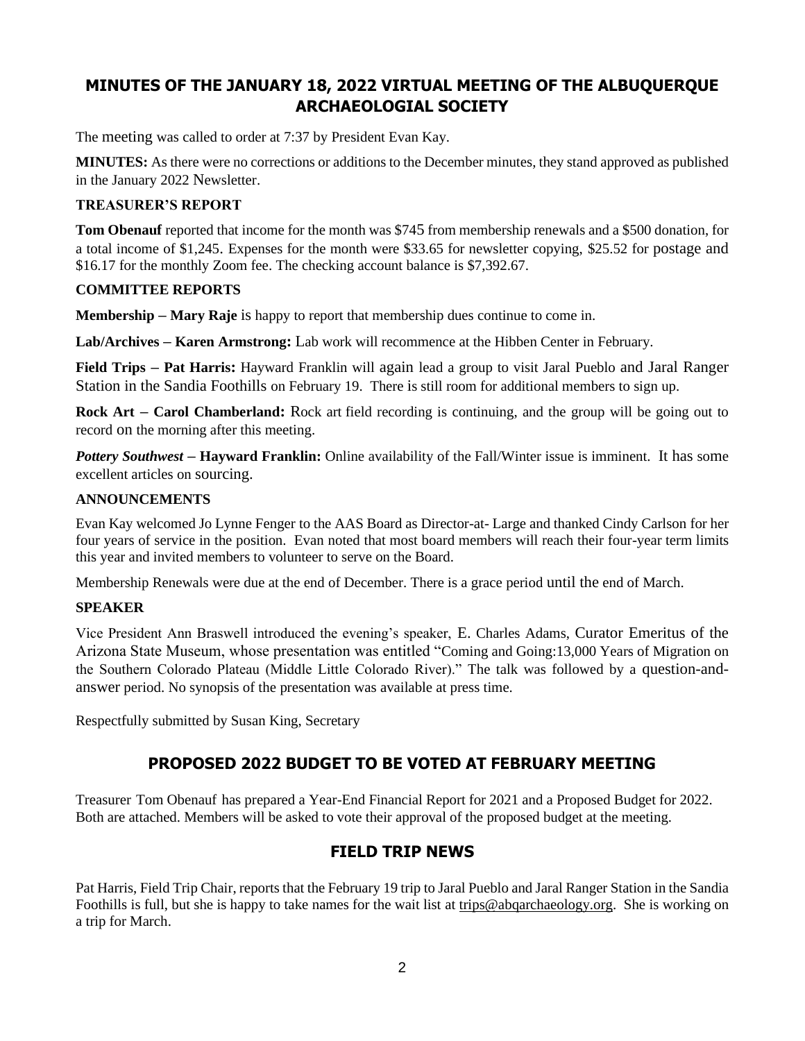## MINUTES OF THE JANUARY 18, 2022 VIRTUAL MEETING OF THE ALBUQUERQUE ARCHAEOLOGIAL SOCIETY

The meeting was called to order at 7:37 by President Evan Kay.

**MINUTES:** As there were no corrections or additions to the December minutes, they stand approved as published in the January 2022 Newsletter.

**TREASURER'S REPORT**

**Tom Obenauf** reported that income for the month was $745 from membership renewals and a $500 donation, for a total income of $1,245. Expenses for the month were $33.65 for newsletter copying, $25.52 for postage and $16.17 for the monthly Zoom fee. The checking account balance is $7,392.67.

**COMMITTEE REPORTS**

**Membership – Mary Raje** is happy to report that membership dues continue to come in.

**Lab/Archives – Karen Armstrong:** Lab work will recommence at the Hibben Center in February.

**Field Trips – Pat Harris:** Hayward Franklin will again lead a group to visit Jaral Pueblo and Jaral Ranger Station in the Sandia Foothills on February 19. There is still room for additional members to sign up.

**Rock Art – Carol Chamberland:** Rock art field recording is continuing, and the group will be going out to record on the morning after this meeting.

***Pottery Southwest*** **– Hayward Franklin:** Online availability of the Fall/Winter issue is imminent. It has some excellent articles on sourcing.

**ANNOUNCEMENTS**

Evan Kay welcomed Jo Lynne Fenger to the AAS Board as Director-at- Large and thanked Cindy Carlson for her four years of service in the position. Evan noted that most board members will reach their four-year term limits this year and invited members to volunteer to serve on the Board.

Membership Renewals were due at the end of December. There is a grace period until the end of March.

**SPEAKER**

Vice President Ann Braswell introduced the evening's speaker, E. Charles Adams, Curator Emeritus of the Arizona State Museum, whose presentation was entitled "Coming and Going:13,000 Years of Migration on the Southern Colorado Plateau (Middle Little Colorado River)." The talk was followed by a question-and-answer period. No synopsis of the presentation was available at press time.

Respectfully submitted by Susan King, Secretary

## PROPOSED 2022 BUDGET TO BE VOTED AT FEBRUARY MEETING

Treasurer Tom Obenauf has prepared a Year-End Financial Report for 2021 and a Proposed Budget for 2022. Both are attached. Members will be asked to vote their approval of the proposed budget at the meeting.

## FIELD TRIP NEWS

Pat Harris, Field Trip Chair, reports that the February 19 trip to Jaral Pueblo and Jaral Ranger Station in the Sandia Foothills is full, but she is happy to take names for the wait list at trips@abqarchaeology.org. She is working on a trip for March.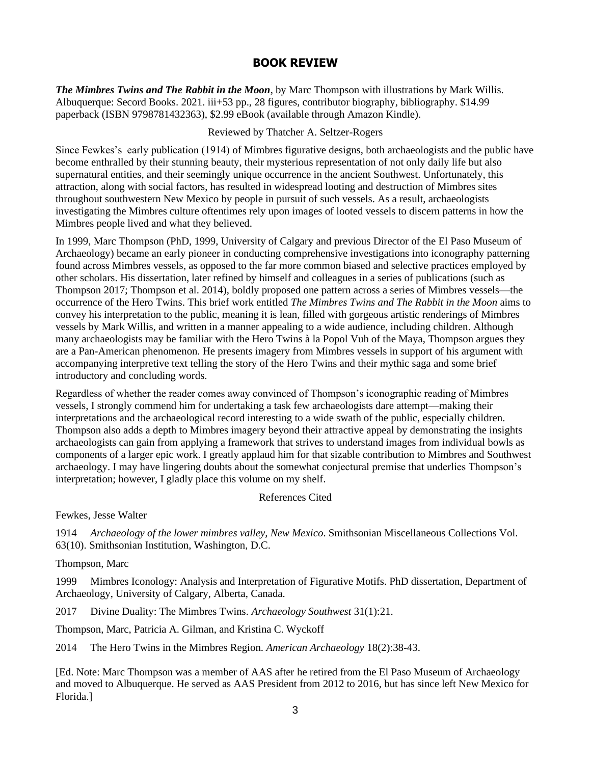## BOOK REVIEW

***The Mimbres Twins and The Rabbit in the Moon***, by Marc Thompson with illustrations by Mark Willis. Albuquerque: Secord Books. 2021. iii+53 pp., 28 figures, contributor biography, bibliography. $14.99 paperback (ISBN 9798781432363), $2.99 eBook (available through Amazon Kindle).

Reviewed by Thatcher A. Seltzer-Rogers

Since Fewkes's early publication (1914) of Mimbres figurative designs, both archaeologists and the public have become enthralled by their stunning beauty, their mysterious representation of not only daily life but also supernatural entities, and their seemingly unique occurrence in the ancient Southwest. Unfortunately, this attraction, along with social factors, has resulted in widespread looting and destruction of Mimbres sites throughout southwestern New Mexico by people in pursuit of such vessels. As a result, archaeologists investigating the Mimbres culture oftentimes rely upon images of looted vessels to discern patterns in how the Mimbres people lived and what they believed.

In 1999, Marc Thompson (PhD, 1999, University of Calgary and previous Director of the El Paso Museum of Archaeology) became an early pioneer in conducting comprehensive investigations into iconography patterning found across Mimbres vessels, as opposed to the far more common biased and selective practices employed by other scholars. His dissertation, later refined by himself and colleagues in a series of publications (such as Thompson 2017; Thompson et al. 2014), boldly proposed one pattern across a series of Mimbres vessels—the occurrence of the Hero Twins. This brief work entitled *The Mimbres Twins and The Rabbit in the Moon* aims to convey his interpretation to the public, meaning it is lean, filled with gorgeous artistic renderings of Mimbres vessels by Mark Willis, and written in a manner appealing to a wide audience, including children. Although many archaeologists may be familiar with the Hero Twins à la Popol Vuh of the Maya, Thompson argues they are a Pan-American phenomenon. He presents imagery from Mimbres vessels in support of his argument with accompanying interpretive text telling the story of the Hero Twins and their mythic saga and some brief introductory and concluding words.

Regardless of whether the reader comes away convinced of Thompson's iconographic reading of Mimbres vessels, I strongly commend him for undertaking a task few archaeologists dare attempt—making their interpretations and the archaeological record interesting to a wide swath of the public, especially children. Thompson also adds a depth to Mimbres imagery beyond their attractive appeal by demonstrating the insights archaeologists can gain from applying a framework that strives to understand images from individual bowls as components of a larger epic work. I greatly applaud him for that sizable contribution to Mimbres and Southwest archaeology. I may have lingering doubts about the somewhat conjectural premise that underlies Thompson's interpretation; however, I gladly place this volume on my shelf.

### References Cited

Fewkes, Jesse Walter

1914 *Archaeology of the lower mimbres valley, New Mexico*. Smithsonian Miscellaneous Collections Vol. 63(10). Smithsonian Institution, Washington, D.C.

Thompson, Marc

1999 Mimbres Iconology: Analysis and Interpretation of Figurative Motifs. PhD dissertation, Department of Archaeology, University of Calgary, Alberta, Canada.

2017 Divine Duality: The Mimbres Twins. *Archaeology Southwest* 31(1):21.

Thompson, Marc, Patricia A. Gilman, and Kristina C. Wyckoff

2014 The Hero Twins in the Mimbres Region. *American Archaeology* 18(2):38-43.

[Ed. Note: Marc Thompson was a member of AAS after he retired from the El Paso Museum of Archaeology and moved to Albuquerque. He served as AAS President from 2012 to 2016, but has since left New Mexico for Florida.]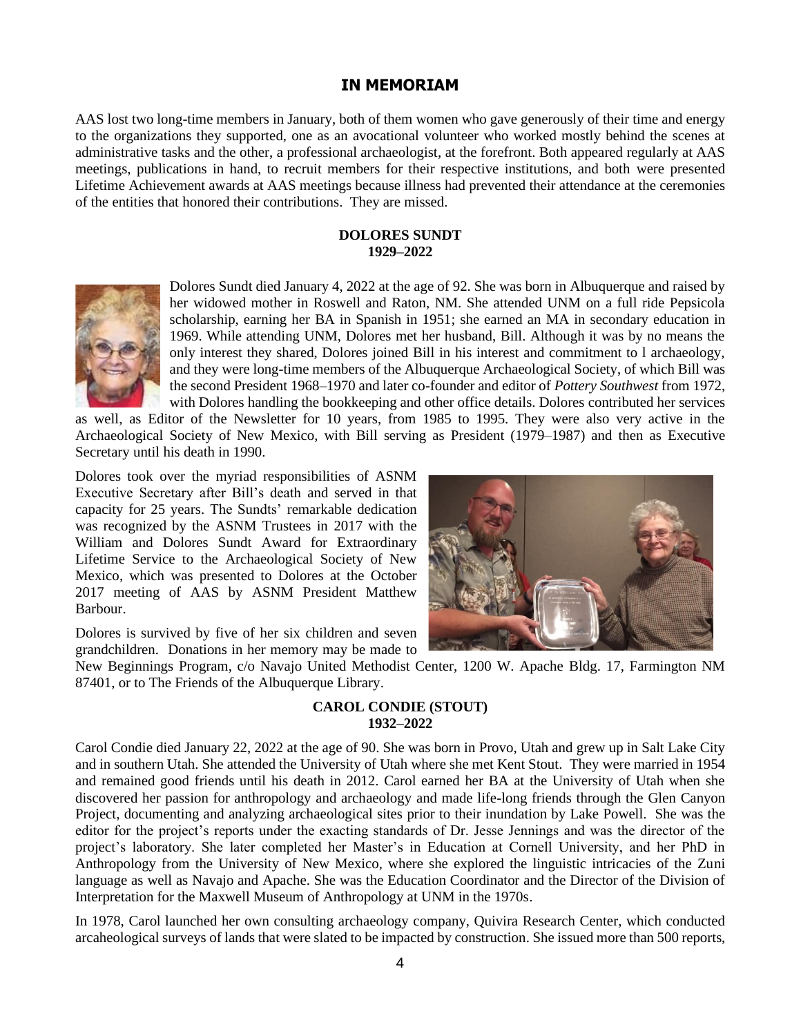## IN MEMORIAM

AAS lost two long-time members in January, both of them women who gave generously of their time and energy to the organizations they supported, one as an avocational volunteer who worked mostly behind the scenes at administrative tasks and the other, a professional archaeologist, at the forefront. Both appeared regularly at AAS meetings, publications in hand, to recruit members for their respective institutions, and both were presented Lifetime Achievement awards at AAS meetings because illness had prevented their attendance at the ceremonies of the entities that honored their contributions. They are missed.

### DOLORES SUNDT
### 1929–2022

Dolores Sundt died January 4, 2022 at the age of 92. She was born in Albuquerque and raised by her widowed mother in Roswell and Raton, NM. She attended UNM on a full ride Pepsicola scholarship, earning her BA in Spanish in 1951; she earned an MA in secondary education in 1969. While attending UNM, Dolores met her husband, Bill. Although it was by no means the only interest they shared, Dolores joined Bill in his interest and commitment to l archaeology, and they were long-time members of the Albuquerque Archaeological Society, of which Bill was the second President 1968–1970 and later co-founder and editor of *Pottery Southwest* from 1972, with Dolores handling the bookkeeping and other office details. Dolores contributed her services as well, as Editor of the Newsletter for 10 years, from 1985 to 1995. They were also very active in the Archaeological Society of New Mexico, with Bill serving as President (1979–1987) and then as Executive Secretary until his death in 1990.

Dolores took over the myriad responsibilities of ASNM Executive Secretary after Bill's death and served in that capacity for 25 years. The Sundts' remarkable dedication was recognized by the ASNM Trustees in 2017 with the William and Dolores Sundt Award for Extraordinary Lifetime Service to the Archaeological Society of New Mexico, which was presented to Dolores at the October 2017 meeting of AAS by ASNM President Matthew Barbour.

Dolores is survived by five of her six children and seven grandchildren. Donations in her memory may be made to New Beginnings Program, c/o Navajo United Methodist Center, 1200 W. Apache Bldg. 17, Farmington NM 87401, or to The Friends of the Albuquerque Library.

### CAROL CONDIE (STOUT)
### 1932–2022

Carol Condie died January 22, 2022 at the age of 90. She was born in Provo, Utah and grew up in Salt Lake City and in southern Utah. She attended the University of Utah where she met Kent Stout. They were married in 1954 and remained good friends until his death in 2012. Carol earned her BA at the University of Utah when she discovered her passion for anthropology and archaeology and made life-long friends through the Glen Canyon Project, documenting and analyzing archaeological sites prior to their inundation by Lake Powell. She was the editor for the project's reports under the exacting standards of Dr. Jesse Jennings and was the director of the project's laboratory. She later completed her Master's in Education at Cornell University, and her PhD in Anthropology from the University of New Mexico, where she explored the linguistic intricacies of the Zuni language as well as Navajo and Apache. She was the Education Coordinator and the Director of the Division of Interpretation for the Maxwell Museum of Anthropology at UNM in the 1970s.

In 1978, Carol launched her own consulting archaeology company, Quivira Research Center, which conducted arcaheological surveys of lands that were slated to be impacted by construction. She issued more than 500 reports,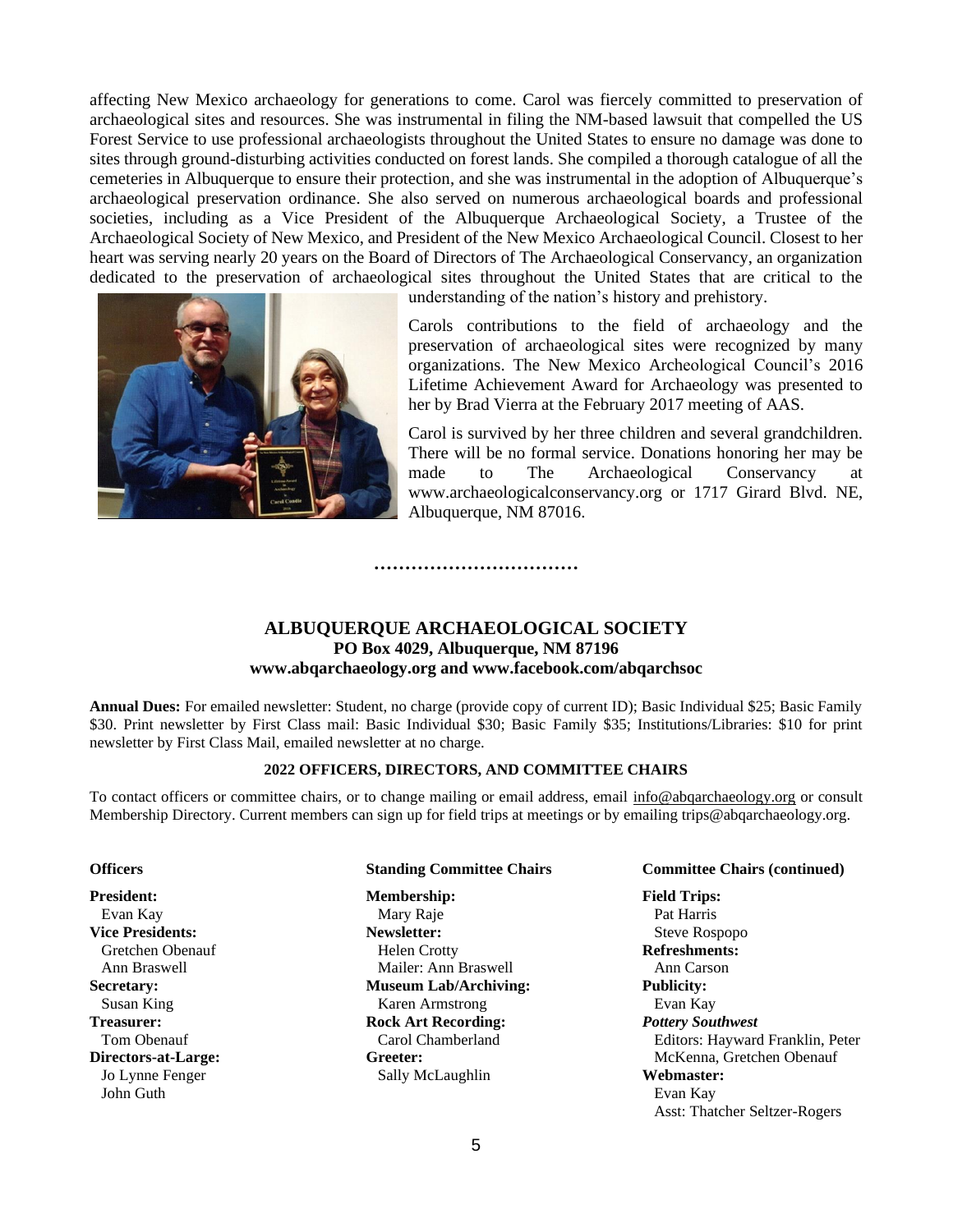affecting New Mexico archaeology for generations to come. Carol was fiercely committed to preservation of archaeological sites and resources. She was instrumental in filing the NM-based lawsuit that compelled the US Forest Service to use professional archaeologists throughout the United States to ensure no damage was done to sites through ground-disturbing activities conducted on forest lands. She compiled a thorough catalogue of all the cemeteries in Albuquerque to ensure their protection, and she was instrumental in the adoption of Albuquerque's archaeological preservation ordinance. She also served on numerous archaeological boards and professional societies, including as a Vice President of the Albuquerque Archaeological Society, a Trustee of the Archaeological Society of New Mexico, and President of the New Mexico Archaeological Council. Closest to her heart was serving nearly 20 years on the Board of Directors of The Archaeological Conservancy, an organization dedicated to the preservation of archaeological sites throughout the United States that are critical to the understanding of the nation's history and prehistory.

Carols contributions to the field of archaeology and the preservation of archaeological sites were recognized by many organizations. The New Mexico Archeological Council's 2016 Lifetime Achievement Award for Archaeology was presented to her by Brad Vierra at the February 2017 meeting of AAS.

Carol is survived by her three children and several grandchildren. There will be no formal service. Donations honoring her may be made to The Archaeological Conservancy at www.archaeologicalconservancy.org or 1717 Girard Blvd. NE, Albuquerque, NM 87016.

…………………………….

## ALBUQUERQUE ARCHAEOLOGICAL SOCIETY

**PO Box 4029, Albuquerque, NM 87196**
**www.abqarchaeology.org and www.facebook.com/abqarchsoc**

**Annual Dues:** For emailed newsletter: Student, no charge (provide copy of current ID); Basic Individual $25; Basic Family $30. Print newsletter by First Class mail: Basic Individual $30; Basic Family $35; Institutions/Libraries: $10 for print newsletter by First Class Mail, emailed newsletter at no charge.

### 2022 OFFICERS, DIRECTORS, AND COMMITTEE CHAIRS

To contact officers or committee chairs, or to change mailing or email address, email info@abqarchaeology.org or consult Membership Directory. Current members can sign up for field trips at meetings or by emailing trips@abqarchaeology.org.

**Officers**

**President:**
Evan Kay
**Vice Presidents:**
Gretchen Obenauf
Ann Braswell
**Secretary:**
Susan King
**Treasurer:**
Tom Obenauf
**Directors-at-Large:**
Jo Lynne Fenger
John Guth

**Standing Committee Chairs**

**Membership:**
Mary Raje
**Newsletter:**
Helen Crotty
Mailer: Ann Braswell
**Museum Lab/Archiving:**
Karen Armstrong
**Rock Art Recording:**
Carol Chamberland
**Greeter:**
Sally McLaughlin

**Committee Chairs (continued)**

**Field Trips:**
Pat Harris
Steve Rospopo
**Refreshments:**
Ann Carson
**Publicity:**
Evan Kay
***Pottery Southwest***
Editors: Hayward Franklin, Peter McKenna, Gretchen Obenauf
**Webmaster:**
Evan Kay
Asst: Thatcher Seltzer-Rogers